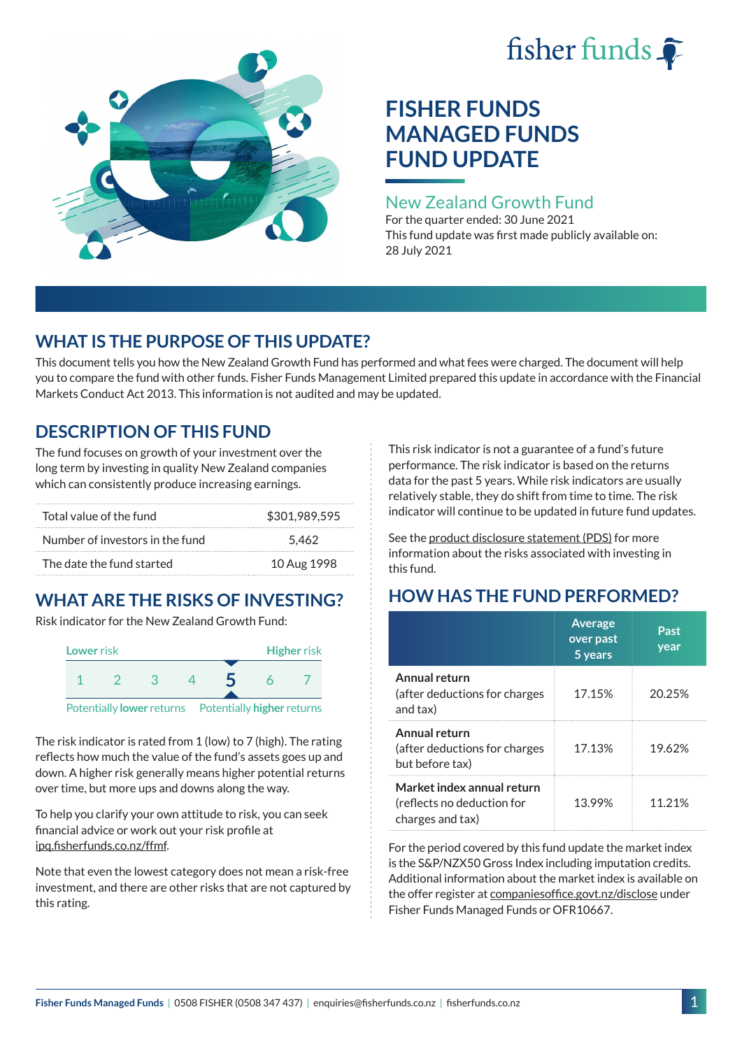# FISHER FUNDS MANAGED FUNDS FUND UPDATE

## New Zealand Growth Fund

For the quarter ended: 30 June 2021

This fund update was first made publicly available on: 28 July 2021

## WHAT IS THE PURPOSE OF THIS UPDATE?

This document tells you how the New Zealand Growth Fund has performed and what fees were charged. The document will help you to compare the fund with other funds. Fisher Funds Management Limited prepared this update in accordance with the Financial Markets Conduct Act 2013. This information is not audited and may be updated.

## DESCRIPTION OF THIS FUND

The fund focuses on growth of your investment over the long term by investing in quality New Zealand companies which can consistently produce increasing earnings.

| | |
|---|---|
| Total value of the fund | $301,989,595 |
| Number of investors in the fund | 5,462 |
| The date the fund started | 10 Aug 1998 |

## WHAT ARE THE RISKS OF INVESTING?

Risk indicator for the New Zealand Growth Fund:

Lower risk — Higher risk

1 2 3 4 **5** 6 7

Potentially **lower** returns — Potentially **higher** returns

The risk indicator is rated from 1 (low) to 7 (high). The rating reflects how much the value of the fund's assets goes up and down. A higher risk generally means higher potential returns over time, but more ups and downs along the way.

To help you clarify your own attitude to risk, you can seek financial advice or work out your risk profile at ipq.fisherfunds.co.nz/ffmf.

Note that even the lowest category does not mean a risk-free investment, and there are other risks that are not captured by this rating.

This risk indicator is not a guarantee of a fund's future performance. The risk indicator is based on the returns data for the past 5 years. While risk indicators are usually relatively stable, they do shift from time to time. The risk indicator will continue to be updated in future fund updates.

See the product disclosure statement (PDS) for more information about the risks associated with investing in this fund.

## HOW HAS THE FUND PERFORMED?

| | Average over past 5 years | Past year |
|---|---|---|
| **Annual return** (after deductions for charges and tax) | 17.15% | 20.25% |
| **Annual return** (after deductions for charges but before tax) | 17.13% | 19.62% |
| **Market index annual return** (reflects no deduction for charges and tax) | 13.99% | 11.21% |

For the period covered by this fund update the market index is the S&P/NZX50 Gross Index including imputation credits. Additional information about the market index is available on the offer register at companiesoffice.govt.nz/disclose under Fisher Funds Managed Funds or OFR10667.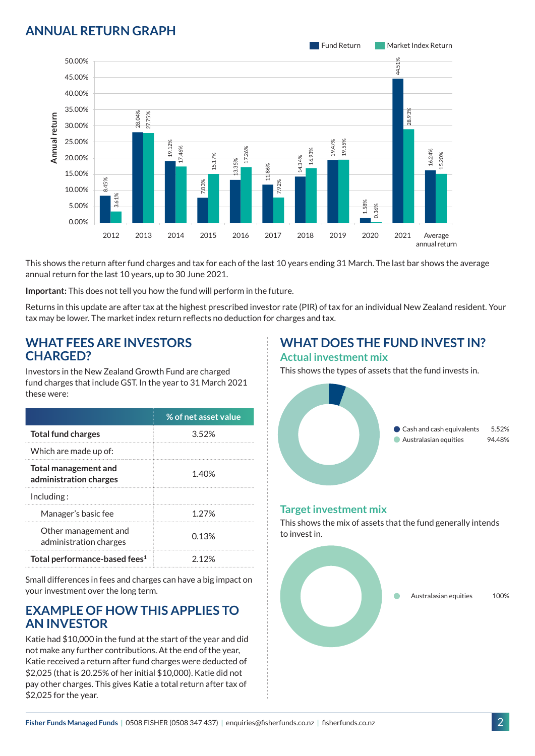## ANNUAL RETURN GRAPH

| Year | Fund Return | Market Index Return |
|---|---|---|
| 2012 | 8.45% | 3.61% |
| 2013 | 28.04% | 27.75% |
| 2014 | 19.12% | 17.46% |
| 2015 | 7.83% | 15.17% |
| 2016 | 13.35% | 17.26% |
| 2017 | 11.86% | 7.92% |
| 2018 | 14.34% | 16.93% |
| 2019 | 19.47% | 19.55% |
| 2020 | 1.58% | 0.36% |
| 2021 | 44.51% | 28.93% |
| Average annual return | 16.24% | 15.20% |

This shows the return after fund charges and tax for each of the last 10 years ending 31 March. The last bar shows the average annual return for the last 10 years, up to 30 June 2021.

**Important:** This does not tell you how the fund will perform in the future.

Returns in this update are after tax at the highest prescribed investor rate (PIR) of tax for an individual New Zealand resident. Your tax may be lower. The market index return reflects no deduction for charges and tax.

## WHAT FEES ARE INVESTORS CHARGED?

Investors in the New Zealand Growth Fund are charged fund charges that include GST. In the year to 31 March 2021 these were:

| | % of net asset value |
|---|---|
| **Total fund charges** | 3.52% |
| Which are made up of: | |
| **Total management and administration charges** | 1.40% |
| Including : | |
| Manager's basic fee | 1.27% |
| Other management and administration charges | 0.13% |
| **Total performance-based fees**[1] | 2.12% |

Small differences in fees and charges can have a big impact on your investment over the long term.

## EXAMPLE OF HOW THIS APPLIES TO AN INVESTOR

Katie had $10,000 in the fund at the start of the year and did not make any further contributions. At the end of the year, Katie received a return after fund charges were deducted of $2,025 (that is 20.25% of her initial $10,000). Katie did not pay other charges. This gives Katie a total return after tax of $2,025 for the year.

## WHAT DOES THE FUND INVEST IN?

### Actual investment mix

This shows the types of assets that the fund invests in.

| Asset | % |
|---|---|
| Cash and cash equivalents | 5.52% |
| Australasian equities | 94.48% |

### Target investment mix

This shows the mix of assets that the fund generally intends to invest in.

| Asset | % |
|---|---|
| Australasian equities | 100% |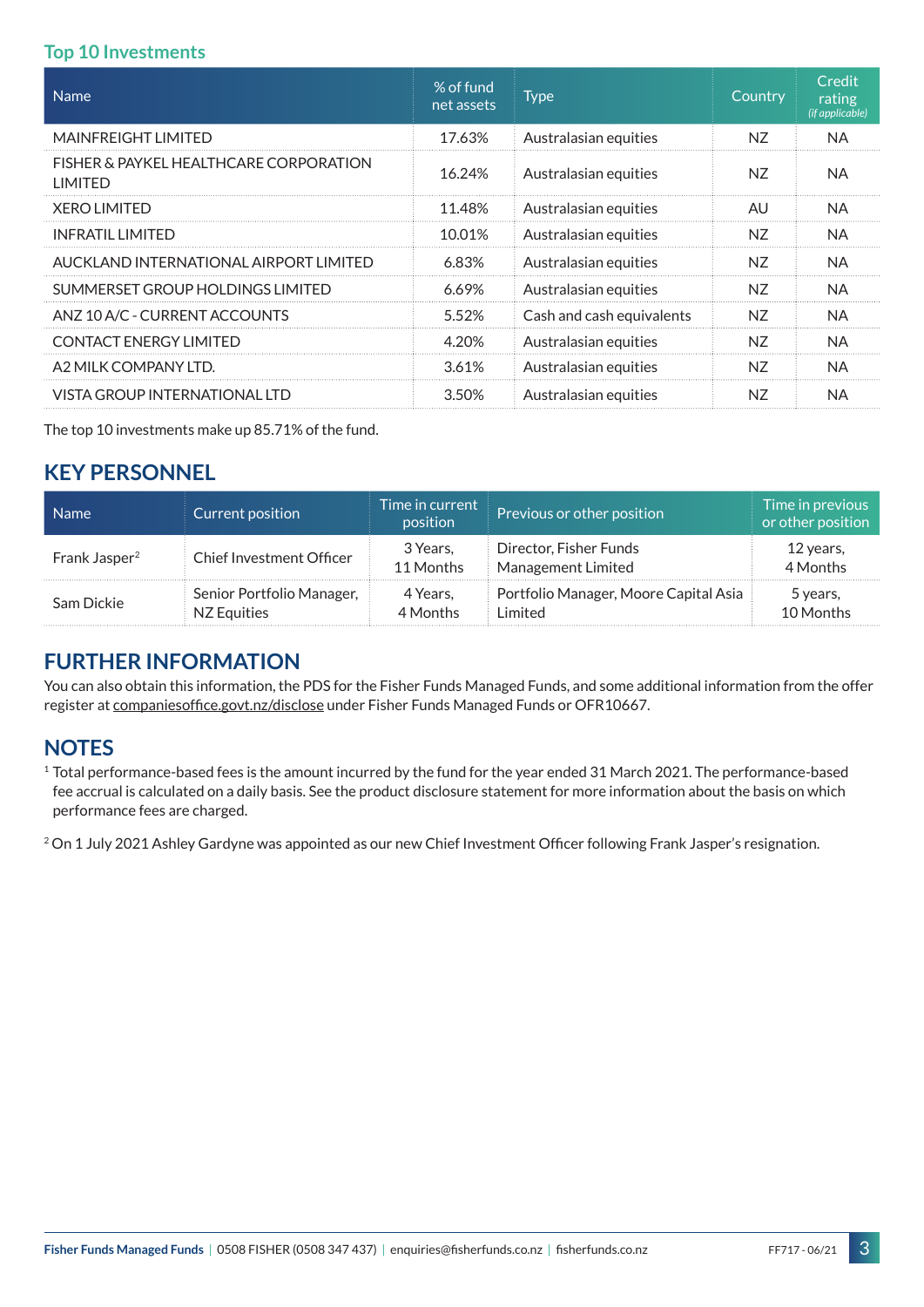## Top 10 Investments

| Name | % of fund net assets | Type | Country | Credit rating *(if applicable)* |
|---|---|---|---|---|
| MAINFREIGHT LIMITED | 17.63% | Australasian equities | NZ | NA |
| FISHER & PAYKEL HEALTHCARE CORPORATION LIMITED | 16.24% | Australasian equities | NZ | NA |
| XERO LIMITED | 11.48% | Australasian equities | AU | NA |
| INFRATIL LIMITED | 10.01% | Australasian equities | NZ | NA |
| AUCKLAND INTERNATIONAL AIRPORT LIMITED | 6.83% | Australasian equities | NZ | NA |
| SUMMERSET GROUP HOLDINGS LIMITED | 6.69% | Australasian equities | NZ | NA |
| ANZ 10 A/C - CURRENT ACCOUNTS | 5.52% | Cash and cash equivalents | NZ | NA |
| CONTACT ENERGY LIMITED | 4.20% | Australasian equities | NZ | NA |
| A2 MILK COMPANY LTD. | 3.61% | Australasian equities | NZ | NA |
| VISTA GROUP INTERNATIONAL LTD | 3.50% | Australasian equities | NZ | NA |

The top 10 investments make up 85.71% of the fund.

## KEY PERSONNEL

| Name | Current position | Time in current position | Previous or other position | Time in previous or other position |
|---|---|---|---|---|
| Frank Jasper[2] | Chief Investment Officer | 3 Years, 11 Months | Director, Fisher Funds Management Limited | 12 years, 4 Months |
| Sam Dickie | Senior Portfolio Manager, NZ Equities | 4 Years, 4 Months | Portfolio Manager, Moore Capital Asia Limited | 5 years, 10 Months |

## FURTHER INFORMATION

You can also obtain this information, the PDS for the Fisher Funds Managed Funds, and some additional information from the offer register at companiesoffice.govt.nz/disclose under Fisher Funds Managed Funds or OFR10667.

## NOTES

[1] Total performance-based fees is the amount incurred by the fund for the year ended 31 March 2021. The performance-based fee accrual is calculated on a daily basis. See the product disclosure statement for more information about the basis on which performance fees are charged.

[2] On 1 July 2021 Ashley Gardyne was appointed as our new Chief Investment Officer following Frank Jasper's resignation.